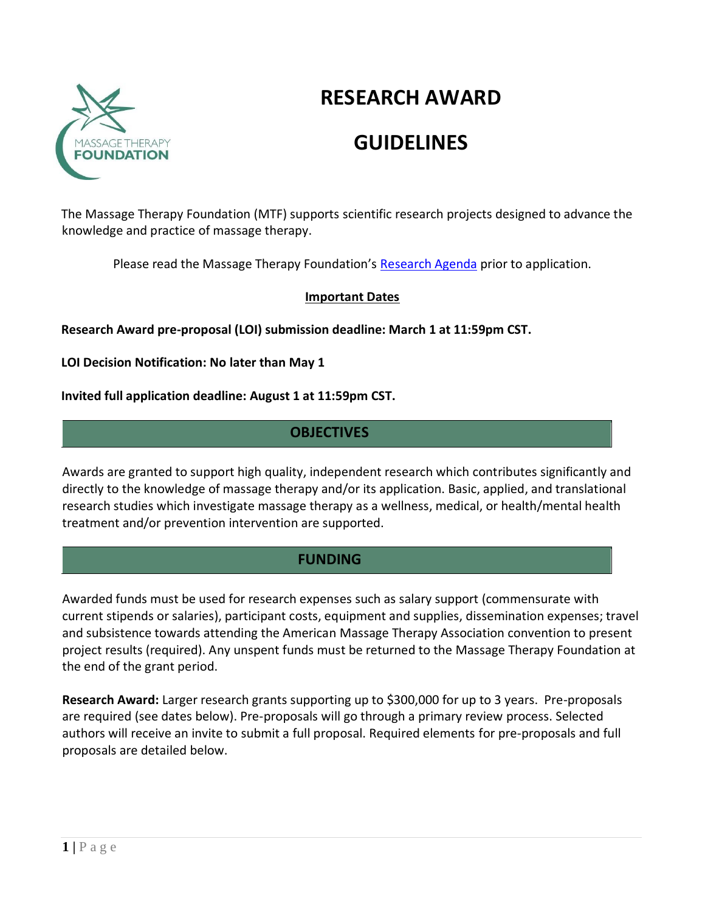# RESEARCH AWARD

# GUIDELINES

The Massage Therapy Foundation (MTF) supports scientific research projects designed to advance the knowledge and practice of massage therapy.

Please read the Massage Therapy Foundation's Research Agenda prior to application.

**Important Dates**

**Research Award pre-proposal (LOI) submission deadline: March 1 at 11:59pm CST.**

**LOI Decision Notification: No later than May 1**

**Invited full application deadline: August 1 at 11:59pm CST.**

## OBJECTIVES

Awards are granted to support high quality, independent research which contributes significantly and directly to the knowledge of massage therapy and/or its application. Basic, applied, and translational research studies which investigate massage therapy as a wellness, medical, or health/mental health treatment and/or prevention intervention are supported.

## FUNDING

Awarded funds must be used for research expenses such as salary support (commensurate with current stipends or salaries), participant costs, equipment and supplies, dissemination expenses; travel and subsistence towards attending the American Massage Therapy Association convention to present project results (required). Any unspent funds must be returned to the Massage Therapy Foundation at the end of the grant period.

**Research Award:** Larger research grants supporting up to $300,000 for up to 3 years. Pre-proposals are required (see dates below). Pre-proposals will go through a primary review process. Selected authors will receive an invite to submit a full proposal. Required elements for pre-proposals and full proposals are detailed below.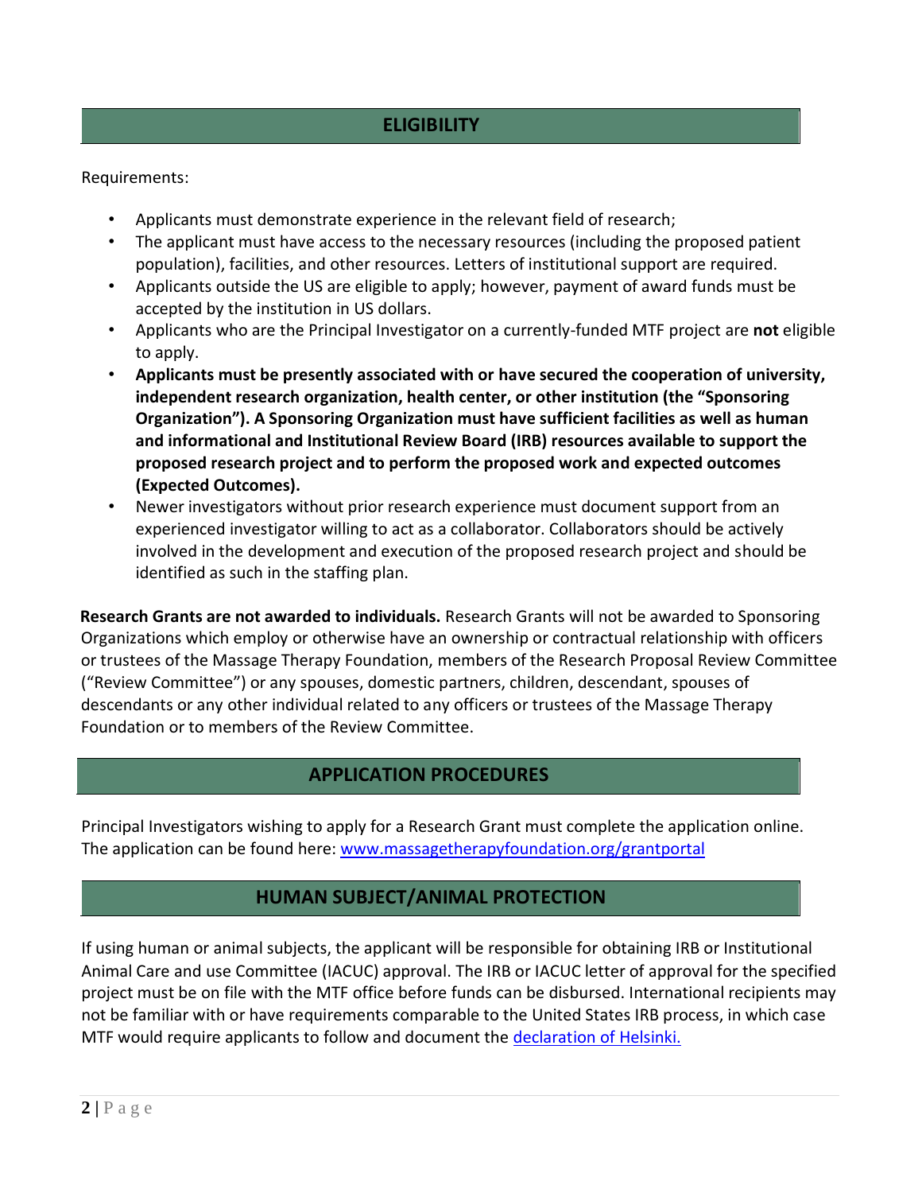## ELIGIBILITY

Requirements:

- Applicants must demonstrate experience in the relevant field of research;
- The applicant must have access to the necessary resources (including the proposed patient population), facilities, and other resources. Letters of institutional support are required.
- Applicants outside the US are eligible to apply; however, payment of award funds must be accepted by the institution in US dollars.
- Applicants who are the Principal Investigator on a currently-funded MTF project are **not** eligible to apply.
- **Applicants must be presently associated with or have secured the cooperation of university, independent research organization, health center, or other institution (the "Sponsoring Organization"). A Sponsoring Organization must have sufficient facilities as well as human and informational and Institutional Review Board (IRB) resources available to support the proposed research project and to perform the proposed work and expected outcomes (Expected Outcomes).**
- Newer investigators without prior research experience must document support from an experienced investigator willing to act as a collaborator. Collaborators should be actively involved in the development and execution of the proposed research project and should be identified as such in the staffing plan.

**Research Grants are not awarded to individuals.** Research Grants will not be awarded to Sponsoring Organizations which employ or otherwise have an ownership or contractual relationship with officers or trustees of the Massage Therapy Foundation, members of the Research Proposal Review Committee ("Review Committee") or any spouses, domestic partners, children, descendant, spouses of descendants or any other individual related to any officers or trustees of the Massage Therapy Foundation or to members of the Review Committee.

## APPLICATION PROCEDURES

Principal Investigators wishing to apply for a Research Grant must complete the application online. The application can be found here: [www.massagetherapyfoundation.org/grantportal](http://www.massagetherapyfoundation.org/grantportal)

## HUMAN SUBJECT/ANIMAL PROTECTION

If using human or animal subjects, the applicant will be responsible for obtaining IRB or Institutional Animal Care and use Committee (IACUC) approval. The IRB or IACUC letter of approval for the specified project must be on file with the MTF office before funds can be disbursed. International recipients may not be familiar with or have requirements comparable to the United States IRB process, in which case MTF would require applicants to follow and document the declaration of Helsinki.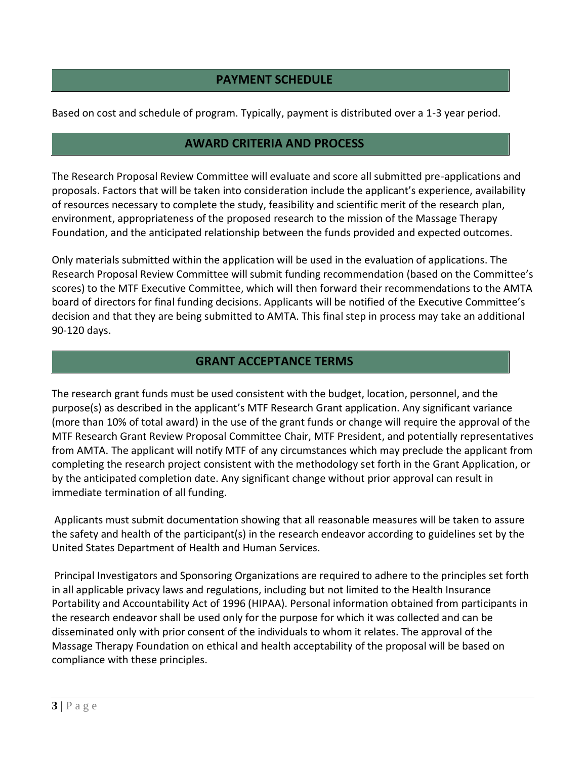## PAYMENT SCHEDULE

Based on cost and schedule of program. Typically, payment is distributed over a 1-3 year period.

## AWARD CRITERIA AND PROCESS

The Research Proposal Review Committee will evaluate and score all submitted pre-applications and proposals. Factors that will be taken into consideration include the applicant's experience, availability of resources necessary to complete the study, feasibility and scientific merit of the research plan, environment, appropriateness of the proposed research to the mission of the Massage Therapy Foundation, and the anticipated relationship between the funds provided and expected outcomes.

Only materials submitted within the application will be used in the evaluation of applications. The Research Proposal Review Committee will submit funding recommendation (based on the Committee's scores) to the MTF Executive Committee, which will then forward their recommendations to the AMTA board of directors for final funding decisions. Applicants will be notified of the Executive Committee's decision and that they are being submitted to AMTA. This final step in process may take an additional 90-120 days.

## GRANT ACCEPTANCE TERMS

The research grant funds must be used consistent with the budget, location, personnel, and the purpose(s) as described in the applicant's MTF Research Grant application. Any significant variance (more than 10% of total award) in the use of the grant funds or change will require the approval of the MTF Research Grant Review Proposal Committee Chair, MTF President, and potentially representatives from AMTA. The applicant will notify MTF of any circumstances which may preclude the applicant from completing the research project consistent with the methodology set forth in the Grant Application, or by the anticipated completion date. Any significant change without prior approval can result in immediate termination of all funding.

Applicants must submit documentation showing that all reasonable measures will be taken to assure the safety and health of the participant(s) in the research endeavor according to guidelines set by the United States Department of Health and Human Services.

Principal Investigators and Sponsoring Organizations are required to adhere to the principles set forth in all applicable privacy laws and regulations, including but not limited to the Health Insurance Portability and Accountability Act of 1996 (HIPAA). Personal information obtained from participants in the research endeavor shall be used only for the purpose for which it was collected and can be disseminated only with prior consent of the individuals to whom it relates. The approval of the Massage Therapy Foundation on ethical and health acceptability of the proposal will be based on compliance with these principles.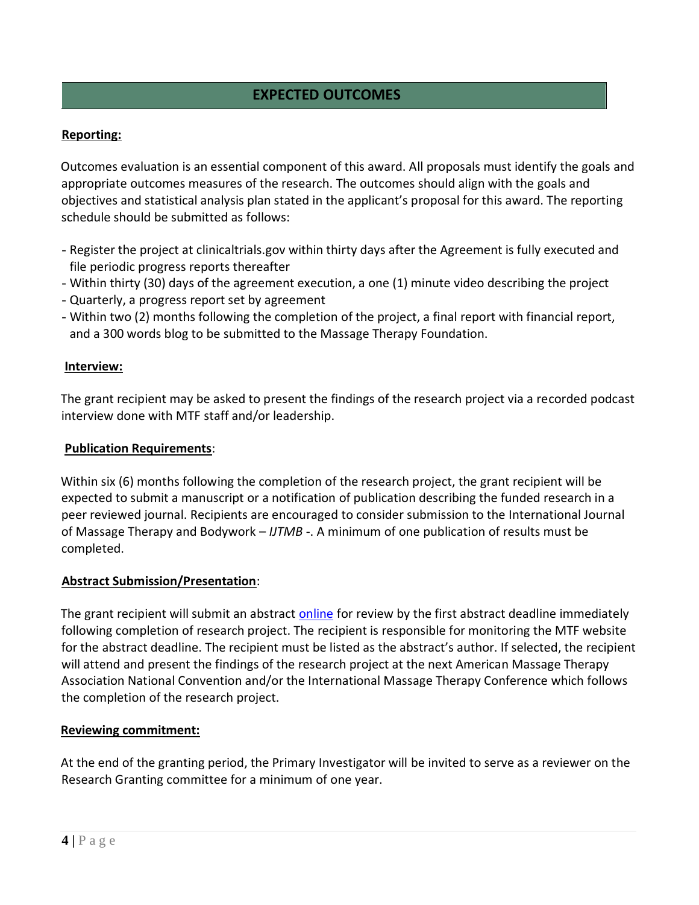## EXPECTED OUTCOMES

**Reporting:**

Outcomes evaluation is an essential component of this award. All proposals must identify the goals and appropriate outcomes measures of the research. The outcomes should align with the goals and objectives and statistical analysis plan stated in the applicant's proposal for this award. The reporting schedule should be submitted as follows:

- Register the project at clinicaltrials.gov within thirty days after the Agreement is fully executed and file periodic progress reports thereafter
- Within thirty (30) days of the agreement execution, a one (1) minute video describing the project
- Quarterly, a progress report set by agreement
- Within two (2) months following the completion of the project, a final report with financial report, and a 300 words blog to be submitted to the Massage Therapy Foundation.

**Interview:**

The grant recipient may be asked to present the findings of the research project via a recorded podcast interview done with MTF staff and/or leadership.

**Publication Requirements**:

Within six (6) months following the completion of the research project, the grant recipient will be expected to submit a manuscript or a notification of publication describing the funded research in a peer reviewed journal. Recipients are encouraged to consider submission to the International Journal of Massage Therapy and Bodywork – *IJTMB* -. A minimum of one publication of results must be completed.

**Abstract Submission/Presentation**:

The grant recipient will submit an abstract online for review by the first abstract deadline immediately following completion of research project. The recipient is responsible for monitoring the MTF website for the abstract deadline. The recipient must be listed as the abstract's author. If selected, the recipient will attend and present the findings of the research project at the next American Massage Therapy Association National Convention and/or the International Massage Therapy Conference which follows the completion of the research project.

**Reviewing commitment:**

At the end of the granting period, the Primary Investigator will be invited to serve as a reviewer on the Research Granting committee for a minimum of one year.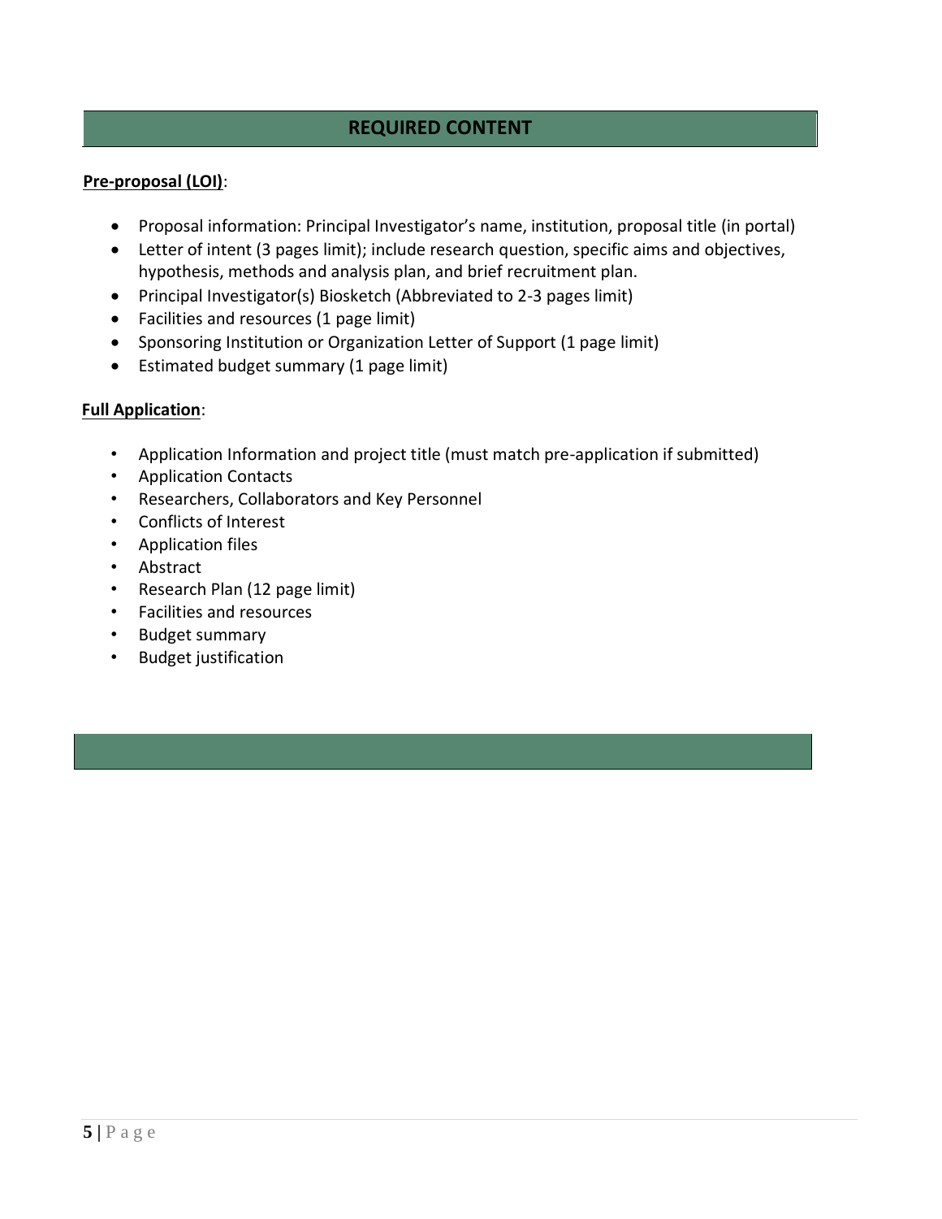## REQUIRED CONTENT

**Pre-proposal (LOI)**:

- Proposal information: Principal Investigator's name, institution, proposal title (in portal)
- Letter of intent (3 pages limit); include research question, specific aims and objectives, hypothesis, methods and analysis plan, and brief recruitment plan.
- Principal Investigator(s) Biosketch (Abbreviated to 2-3 pages limit)
- Facilities and resources (1 page limit)
- Sponsoring Institution or Organization Letter of Support (1 page limit)
- Estimated budget summary (1 page limit)

**Full Application**:

- Application Information and project title (must match pre-application if submitted)
- Application Contacts
- Researchers, Collaborators and Key Personnel
- Conflicts of Interest
- Application files
- Abstract
- Research Plan (12 page limit)
- Facilities and resources
- Budget summary
- Budget justification